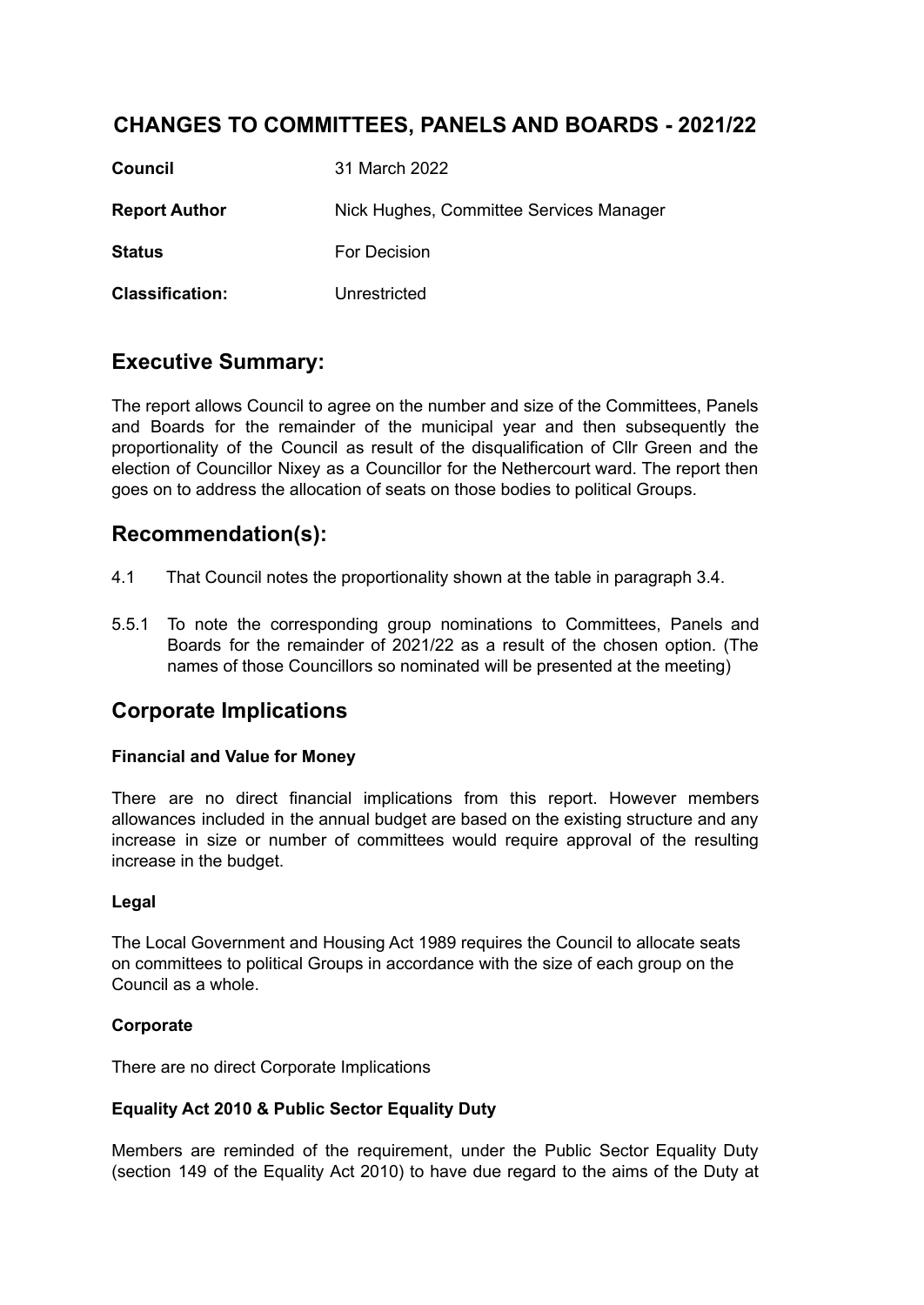# CHANGES TO COMMITTEES, PANELS AND BOARDS - 2021/22

| | |
|---|---|
| **Council** | 31 March 2022 |
| **Report Author** | Nick Hughes, Committee Services Manager |
| **Status** | For Decision |
| **Classification:** | Unrestricted |

## Executive Summary:

The report allows Council to agree on the number and size of the Committees, Panels and Boards for the remainder of the municipal year and then subsequently the proportionality of the Council as result of the disqualification of Cllr Green and the election of Councillor Nixey as a Councillor for the Nethercourt ward. The report then goes on to address the allocation of seats on those bodies to political Groups.

## Recommendation(s):

4.1 That Council notes the proportionality shown at the table in paragraph 3.4.

5.5.1 To note the corresponding group nominations to Committees, Panels and Boards for the remainder of 2021/22 as a result of the chosen option. (The names of those Councillors so nominated will be presented at the meeting)

## Corporate Implications

### Financial and Value for Money

There are no direct financial implications from this report. However members allowances included in the annual budget are based on the existing structure and any increase in size or number of committees would require approval of the resulting increase in the budget.

### Legal

The Local Government and Housing Act 1989 requires the Council to allocate seats on committees to political Groups in accordance with the size of each group on the Council as a whole.

### Corporate

There are no direct Corporate Implications

### Equality Act 2010 & Public Sector Equality Duty

Members are reminded of the requirement, under the Public Sector Equality Duty (section 149 of the Equality Act 2010) to have due regard to the aims of the Duty at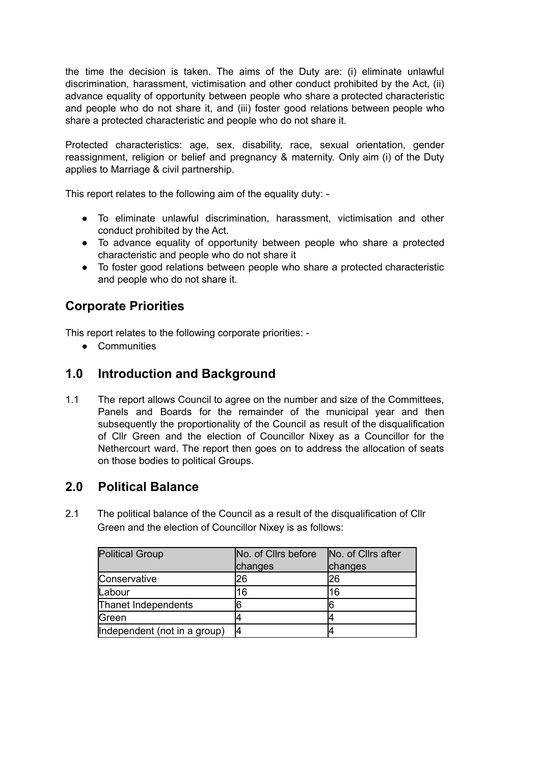the time the decision is taken. The aims of the Duty are: (i) eliminate unlawful discrimination, harassment, victimisation and other conduct prohibited by the Act, (ii) advance equality of opportunity between people who share a protected characteristic and people who do not share it, and (iii) foster good relations between people who share a protected characteristic and people who do not share it.

Protected characteristics: age, sex, disability, race, sexual orientation, gender reassignment, religion or belief and pregnancy & maternity. Only aim (i) of the Duty applies to Marriage & civil partnership.

This report relates to the following aim of the equality duty: -

- To eliminate unlawful discrimination, harassment, victimisation and other conduct prohibited by the Act.
- To advance equality of opportunity between people who share a protected characteristic and people who do not share it
- To foster good relations between people who share a protected characteristic and people who do not share it.

## Corporate Priorities

This report relates to the following corporate priorities: -

- Communities

## 1.0 Introduction and Background

1.1 The report allows Council to agree on the number and size of the Committees, Panels and Boards for the remainder of the municipal year and then subsequently the proportionality of the Council as result of the disqualification of Cllr Green and the election of Councillor Nixey as a Councillor for the Nethercourt ward. The report then goes on to address the allocation of seats on those bodies to political Groups.

## 2.0 Political Balance

2.1 The political balance of the Council as a result of the disqualification of Cllr Green and the election of Councillor Nixey is as follows:

| Political Group | No. of Cllrs before changes | No. of Cllrs after changes |
|---|---|---|
| Conservative | 26 | 26 |
| Labour | 16 | 16 |
| Thanet Independents | 6 | 6 |
| Green | 4 | 4 |
| Independent (not in a group) | 4 | 4 |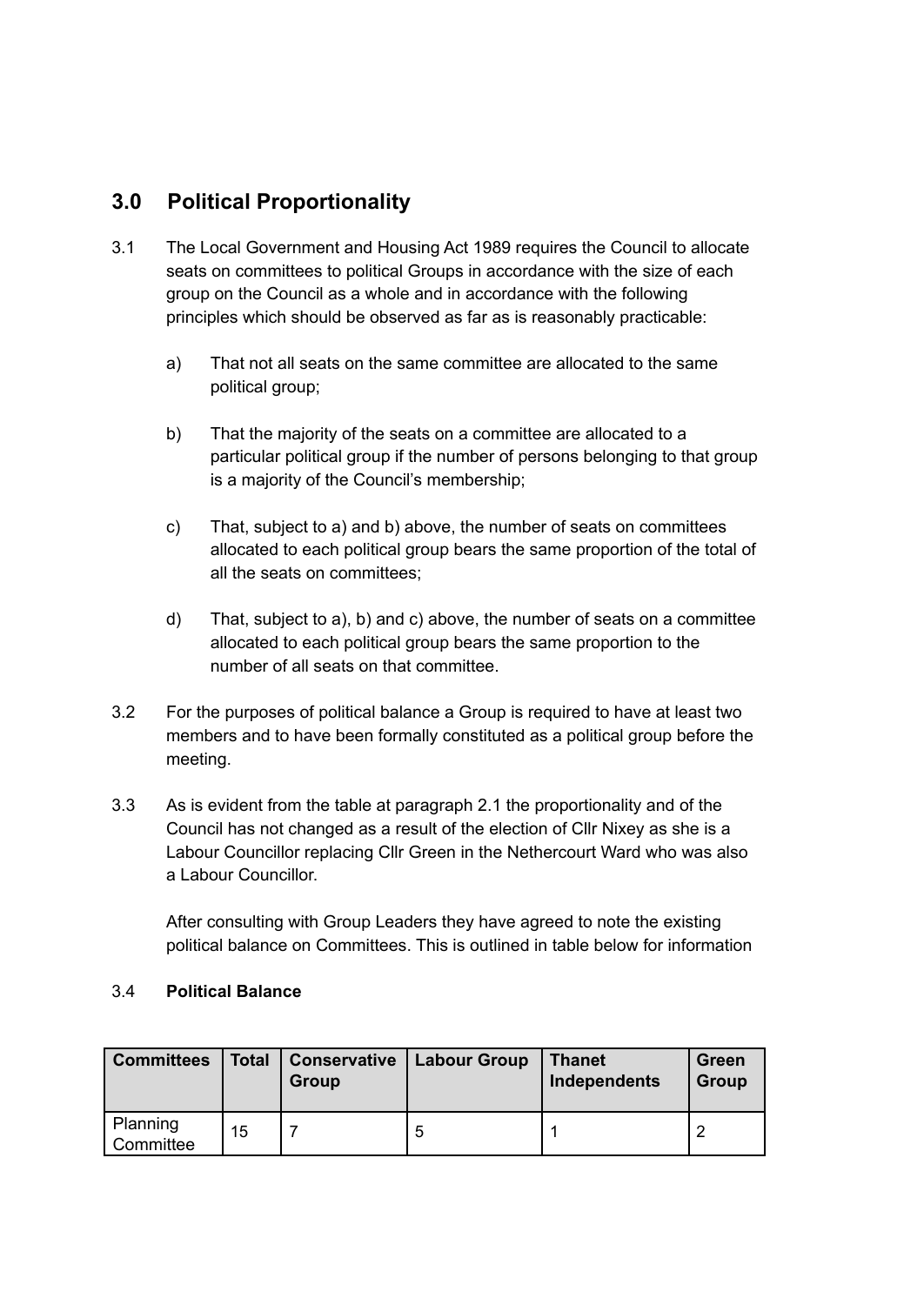## 3.0 Political Proportionality

3.1 The Local Government and Housing Act 1989 requires the Council to allocate seats on committees to political Groups in accordance with the size of each group on the Council as a whole and in accordance with the following principles which should be observed as far as is reasonably practicable:

a) That not all seats on the same committee are allocated to the same political group;

b) That the majority of the seats on a committee are allocated to a particular political group if the number of persons belonging to that group is a majority of the Council's membership;

c) That, subject to a) and b) above, the number of seats on committees allocated to each political group bears the same proportion of the total of all the seats on committees;

d) That, subject to a), b) and c) above, the number of seats on a committee allocated to each political group bears the same proportion to the number of all seats on that committee.

3.2 For the purposes of political balance a Group is required to have at least two members and to have been formally constituted as a political group before the meeting.

3.3 As is evident from the table at paragraph 2.1 the proportionality and of the Council has not changed as a result of the election of Cllr Nixey as she is a Labour Councillor replacing Cllr Green in the Nethercourt Ward who was also a Labour Councillor.

After consulting with Group Leaders they have agreed to note the existing political balance on Committees. This is outlined in table below for information

3.4 **Political Balance**

| Committees | Total | Conservative Group | Labour Group | Thanet Independents | Green Group |
|---|---|---|---|---|---|
| Planning Committee | 15 | 7 | 5 | 1 | 2 |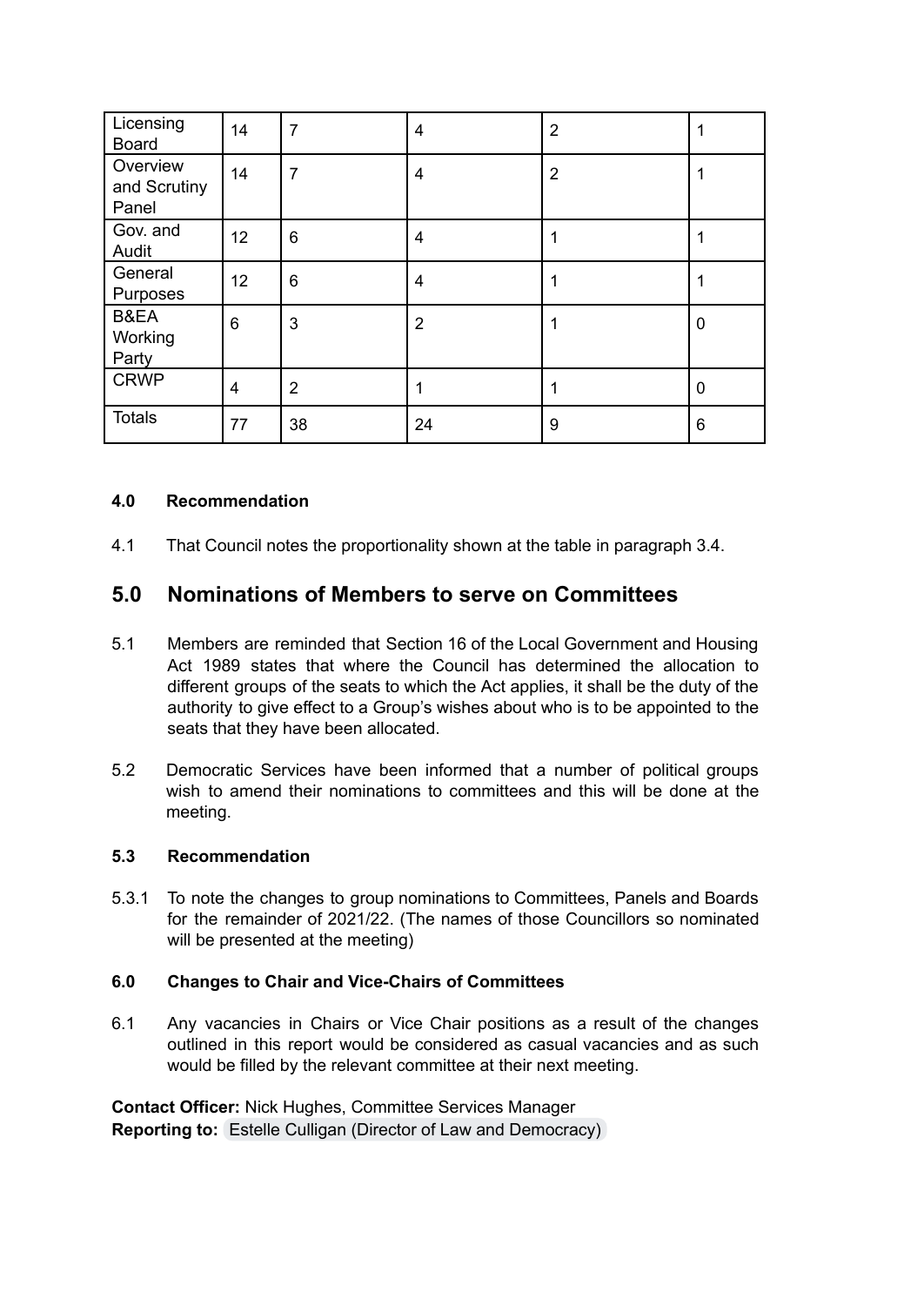| Licensing Board | 14 | 7 | 4 | 2 | 1 |
| --- | --- | --- | --- | --- | --- |
| Overview and Scrutiny Panel | 14 | 7 | 4 | 2 | 1 |
| Gov. and Audit | 12 | 6 | 4 | 1 | 1 |
| General Purposes | 12 | 6 | 4 | 1 | 1 |
| B&EA Working Party | 6 | 3 | 2 | 1 | 0 |
| CRWP | 4 | 2 | 1 | 1 | 0 |
| Totals | 77 | 38 | 24 | 9 | 6 |

**4.0 Recommendation**

4.1 That Council notes the proportionality shown at the table in paragraph 3.4.

## 5.0 Nominations of Members to serve on Committees

5.1 Members are reminded that Section 16 of the Local Government and Housing Act 1989 states that where the Council has determined the allocation to different groups of the seats to which the Act applies, it shall be the duty of the authority to give effect to a Group's wishes about who is to be appointed to the seats that they have been allocated.

5.2 Democratic Services have been informed that a number of political groups wish to amend their nominations to committees and this will be done at the meeting.

**5.3 Recommendation**

5.3.1 To note the changes to group nominations to Committees, Panels and Boards for the remainder of 2021/22. (The names of those Councillors so nominated will be presented at the meeting)

**6.0 Changes to Chair and Vice-Chairs of Committees**

6.1 Any vacancies in Chairs or Vice Chair positions as a result of the changes outlined in this report would be considered as casual vacancies and as such would be filled by the relevant committee at their next meeting.

**Contact Officer:** Nick Hughes, Committee Services Manager
**Reporting to:** Estelle Culligan (Director of Law and Democracy)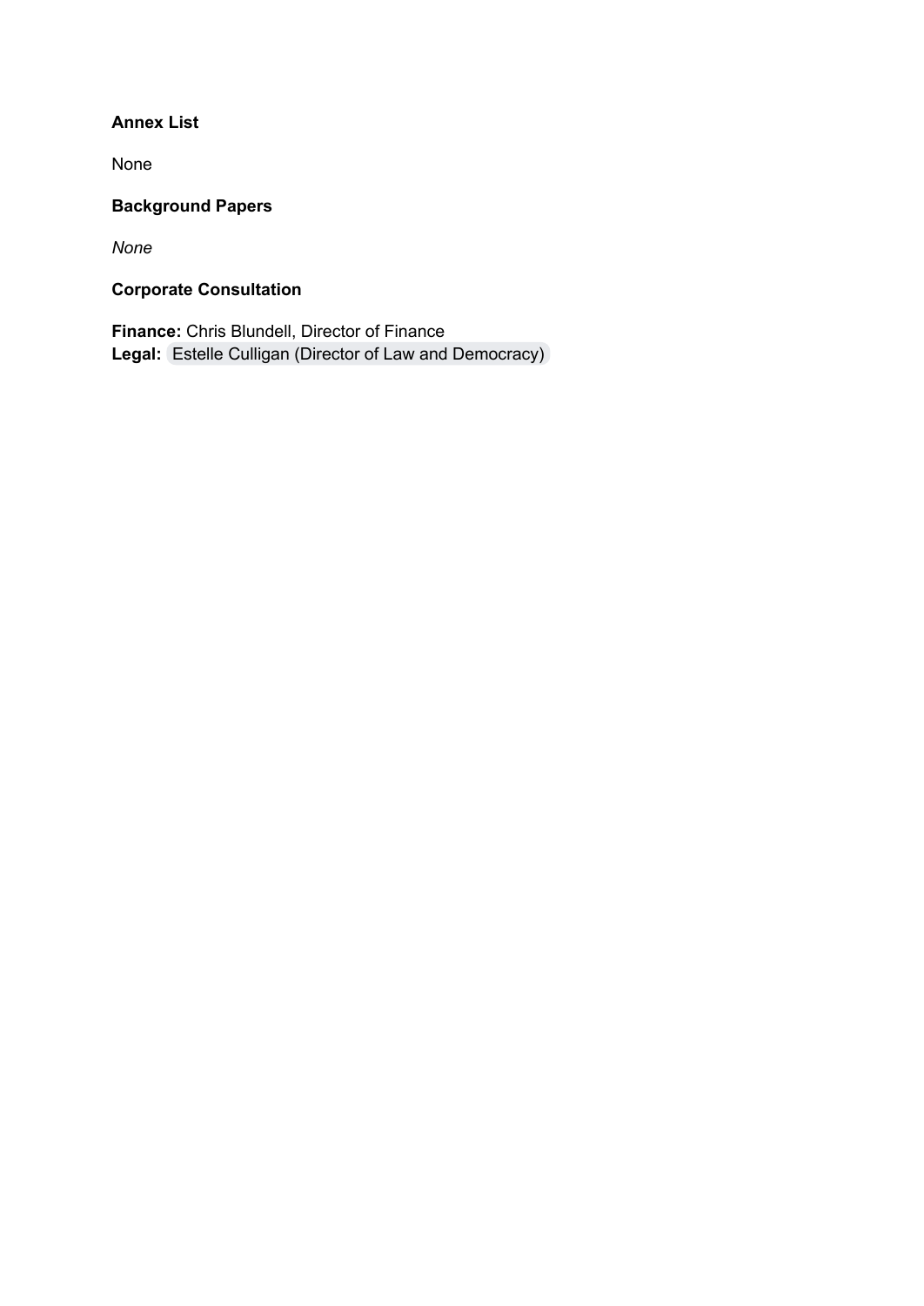**Annex List**

None

**Background Papers**

*None*

**Corporate Consultation**

**Finance:** Chris Blundell, Director of Finance
**Legal:** Estelle Culligan (Director of Law and Democracy)